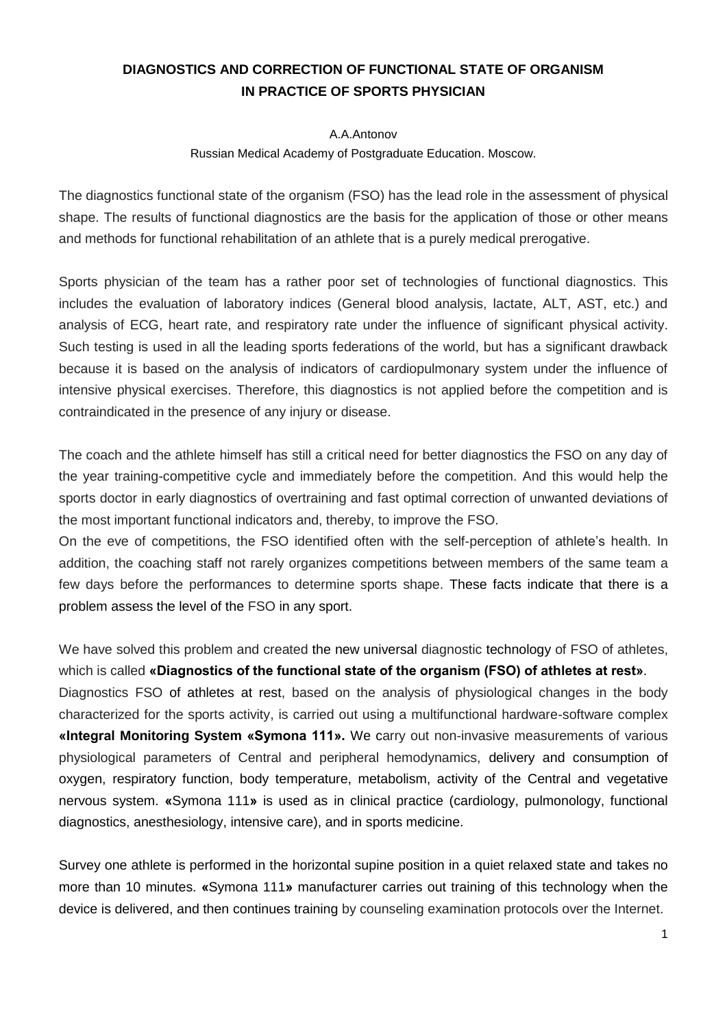# DIAGNOSTICS AND CORRECTION OF FUNCTIONAL STATE OF ORGANISM IN PRACTICE OF SPORTS PHYSICIAN

A.A.Antonov

Russian Medical Academy of Postgraduate Education. Moscow.

The diagnostics functional state of the organism (FSO) has the lead role in the assessment of physical shape. The results of functional diagnostics are the basis for the application of those or other means and methods for functional rehabilitation of an athlete that is a purely medical prerogative.

Sports physician of the team has a rather poor set of technologies of functional diagnostics. This includes the evaluation of laboratory indices (General blood analysis, lactate, ALT, AST, etc.) and analysis of ECG, heart rate, and respiratory rate under the influence of significant physical activity. Such testing is used in all the leading sports federations of the world, but has a significant drawback because it is based on the analysis of indicators of cardiopulmonary system under the influence of intensive physical exercises. Therefore, this diagnostics is not applied before the competition and is contraindicated in the presence of any injury or disease.

The coach and the athlete himself has still a critical need for better diagnostics the FSO on any day of the year training-competitive cycle and immediately before the competition. And this would help the sports doctor in early diagnostics of overtraining and fast optimal correction of unwanted deviations of the most important functional indicators and, thereby, to improve the FSO.

On the eve of competitions, the FSO identified often with the self-perception of athlete's health. In addition, the coaching staff not rarely organizes competitions between members of the same team a few days before the performances to determine sports shape. These facts indicate that there is a problem assess the level of the FSO in any sport.

We have solved this problem and created the new universal diagnostic technology of FSO of athletes, which is called **«Diagnostics of the functional state of the organism (FSO) of athletes at rest»**.

Diagnostics FSO of athletes at rest, based on the analysis of physiological changes in the body characterized for the sports activity, is carried out using a multifunctional hardware-software complex **«Integral Monitoring System «Symona 111».** We carry out non-invasive measurements of various physiological parameters of Central and peripheral hemodynamics, delivery and consumption of oxygen, respiratory function, body temperature, metabolism, activity of the Central and vegetative nervous system. **«**Symona 111**»** is used as in clinical practice (cardiology, pulmonology, functional diagnostics, anesthesiology, intensive care), and in sports medicine.

Survey one athlete is performed in the horizontal supine position in a quiet relaxed state and takes no more than 10 minutes. **«**Symona 111**»** manufacturer carries out training of this technology when the device is delivered, and then continues training by counseling examination protocols over the Internet.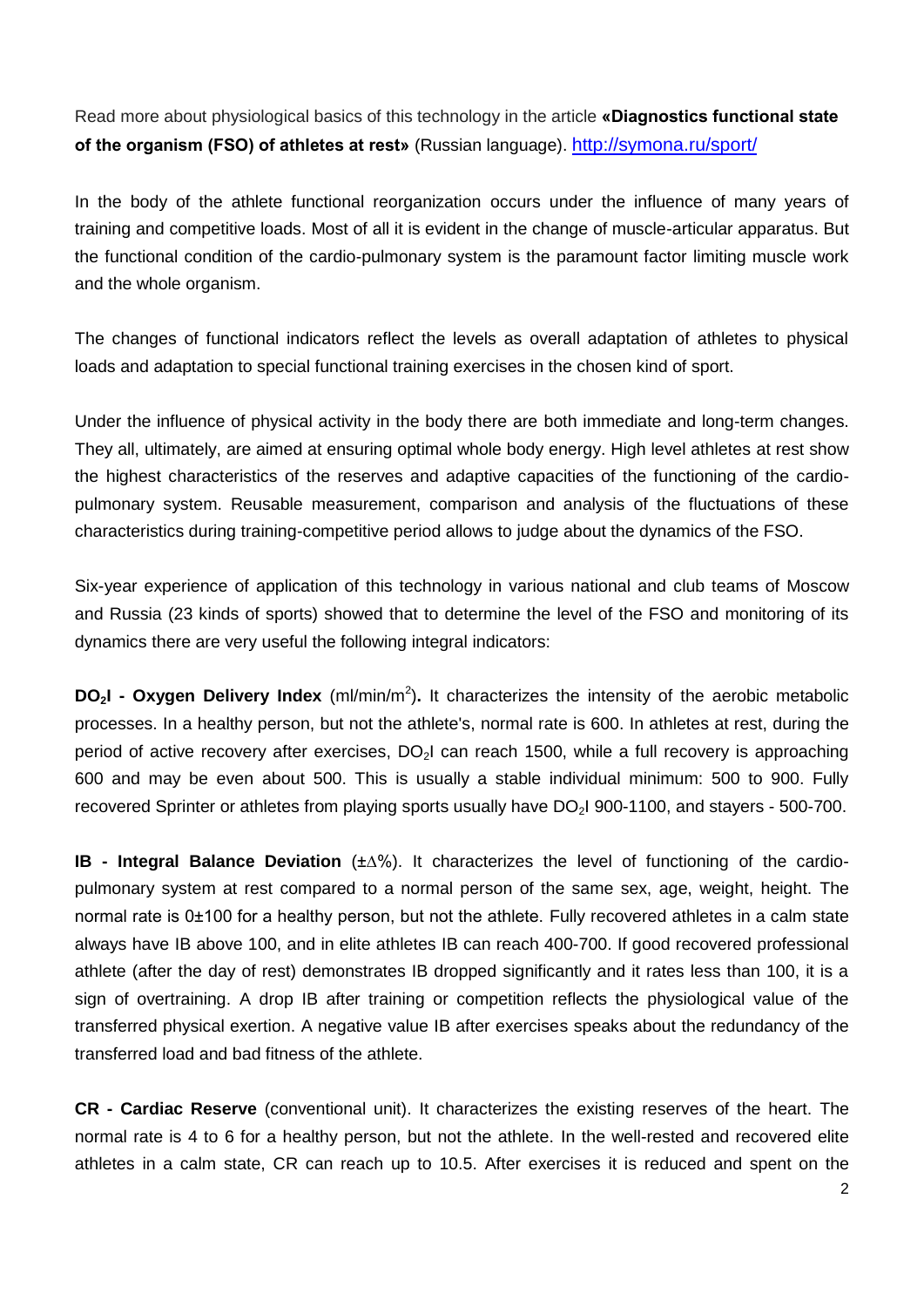Read more about physiological basics of this technology in the article **«Diagnostics functional state of the organism (FSO) of athletes at rest»** (Russian language). http://symona.ru/sport/

In the body of the athlete functional reorganization occurs under the influence of many years of training and competitive loads. Most of all it is evident in the change of muscle-articular apparatus. But the functional condition of the cardio-pulmonary system is the paramount factor limiting muscle work and the whole organism.

The changes of functional indicators reflect the levels as overall adaptation of athletes to physical loads and adaptation to special functional training exercises in the chosen kind of sport.

Under the influence of physical activity in the body there are both immediate and long-term changes. They all, ultimately, are aimed at ensuring optimal whole body energy. High level athletes at rest show the highest characteristics of the reserves and adaptive capacities of the functioning of the cardio-pulmonary system. Reusable measurement, comparison and analysis of the fluctuations of these characteristics during training-competitive period allows to judge about the dynamics of the FSO.

Six-year experience of application of this technology in various national and club teams of Moscow and Russia (23 kinds of sports) showed that to determine the level of the FSO and monitoring of its dynamics there are very useful the following integral indicators:

**$DO_2I$ - Oxygen Delivery Index** (ml/min/$m^2$)**.** It characterizes the intensity of the aerobic metabolic processes. In a healthy person, but not the athlete's, normal rate is 600. In athletes at rest, during the period of active recovery after exercises, $DO_2I$ can reach 1500, while a full recovery is approaching 600 and may be even about 500. This is usually a stable individual minimum: 500 to 900. Fully recovered Sprinter or athletes from playing sports usually have $DO_2I$ 900-1100, and stayers - 500-700.

**IB - Integral Balance Deviation** ($\pm\Delta\%$). It characterizes the level of functioning of the cardio-pulmonary system at rest compared to a normal person of the same sex, age, weight, height. The normal rate is 0±100 for a healthy person, but not the athlete. Fully recovered athletes in a calm state always have IB above 100, and in elite athletes IB can reach 400-700. If good recovered professional athlete (after the day of rest) demonstrates IB dropped significantly and it rates less than 100, it is a sign of overtraining. A drop IB after training or competition reflects the physiological value of the transferred physical exertion. A negative value IB after exercises speaks about the redundancy of the transferred load and bad fitness of the athlete.

**CR - Cardiac Reserve** (conventional unit). It characterizes the existing reserves of the heart. The normal rate is 4 to 6 for a healthy person, but not the athlete. In the well-rested and recovered elite athletes in a calm state, CR can reach up to 10.5. After exercises it is reduced and spent on the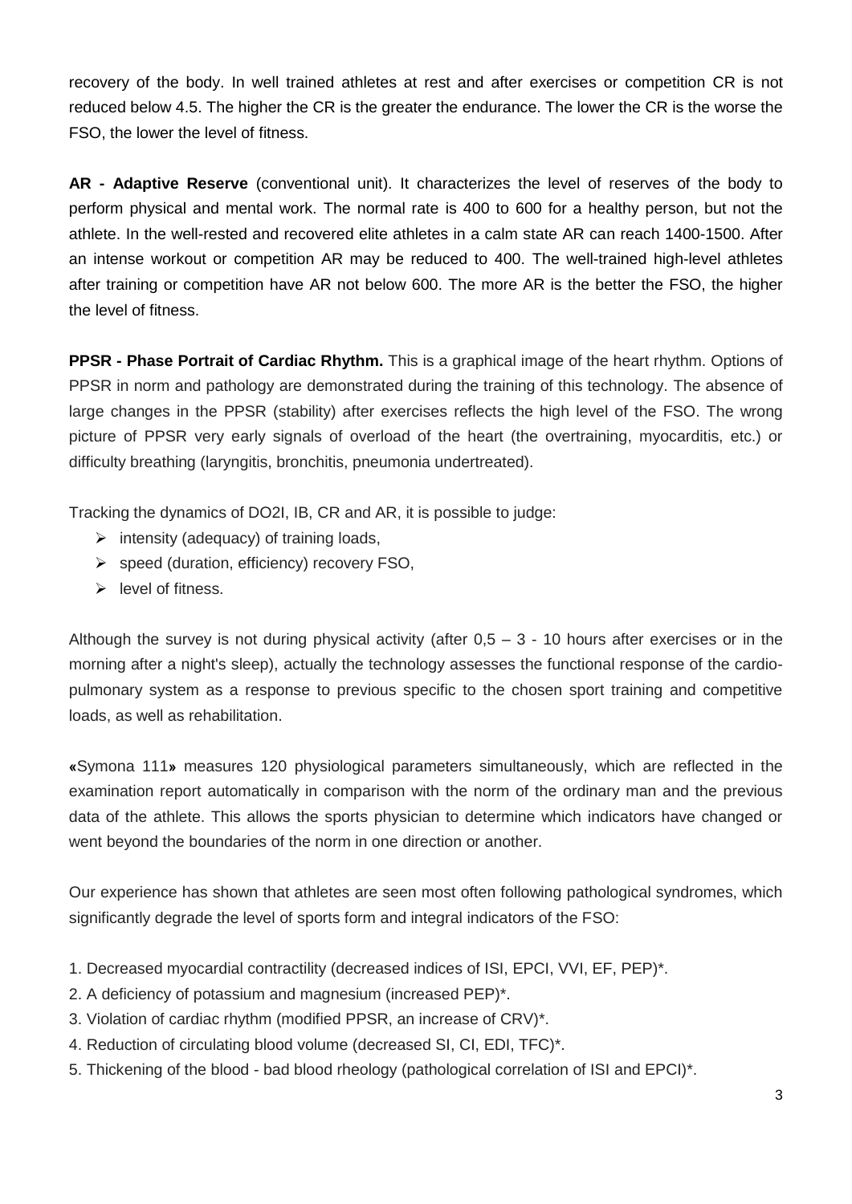recovery of the body. In well trained athletes at rest and after exercises or competition CR is not reduced below 4.5. The higher the CR is the greater the endurance. The lower the CR is the worse the FSO, the lower the level of fitness.

**AR - Adaptive Reserve** (conventional unit). It characterizes the level of reserves of the body to perform physical and mental work. The normal rate is 400 to 600 for a healthy person, but not the athlete. In the well-rested and recovered elite athletes in a calm state AR can reach 1400-1500. After an intense workout or competition AR may be reduced to 400. The well-trained high-level athletes after training or competition have AR not below 600. The more AR is the better the FSO, the higher the level of fitness.

**PPSR - Phase Portrait of Cardiac Rhythm.** This is a graphical image of the heart rhythm. Options of PPSR in norm and pathology are demonstrated during the training of this technology. The absence of large changes in the PPSR (stability) after exercises reflects the high level of the FSO. The wrong picture of PPSR very early signals of overload of the heart (the overtraining, myocarditis, etc.) or difficulty breathing (laryngitis, bronchitis, pneumonia undertreated).

Tracking the dynamics of DO2I, IB, CR and AR, it is possible to judge:

- intensity (adequacy) of training loads,
- speed (duration, efficiency) recovery FSO,
- level of fitness.

Although the survey is not during physical activity (after 0,5 – 3 - 10 hours after exercises or in the morning after a night's sleep), actually the technology assesses the functional response of the cardio-pulmonary system as a response to previous specific to the chosen sport training and competitive loads, as well as rehabilitation.

**«**Symona 111**»** measures 120 physiological parameters simultaneously, which are reflected in the examination report automatically in comparison with the norm of the ordinary man and the previous data of the athlete. This allows the sports physician to determine which indicators have changed or went beyond the boundaries of the norm in one direction or another.

Our experience has shown that athletes are seen most often following pathological syndromes, which significantly degrade the level of sports form and integral indicators of the FSO:

1. Decreased myocardial contractility (decreased indices of ISI, EPCI, VVI, EF, PEP)*.
2. A deficiency of potassium and magnesium (increased PEP)*.
3. Violation of cardiac rhythm (modified PPSR, an increase of CRV)*.
4. Reduction of circulating blood volume (decreased SI, CI, EDI, TFC)*.
5. Thickening of the blood - bad blood rheology (pathological correlation of ISI and EPCI)*.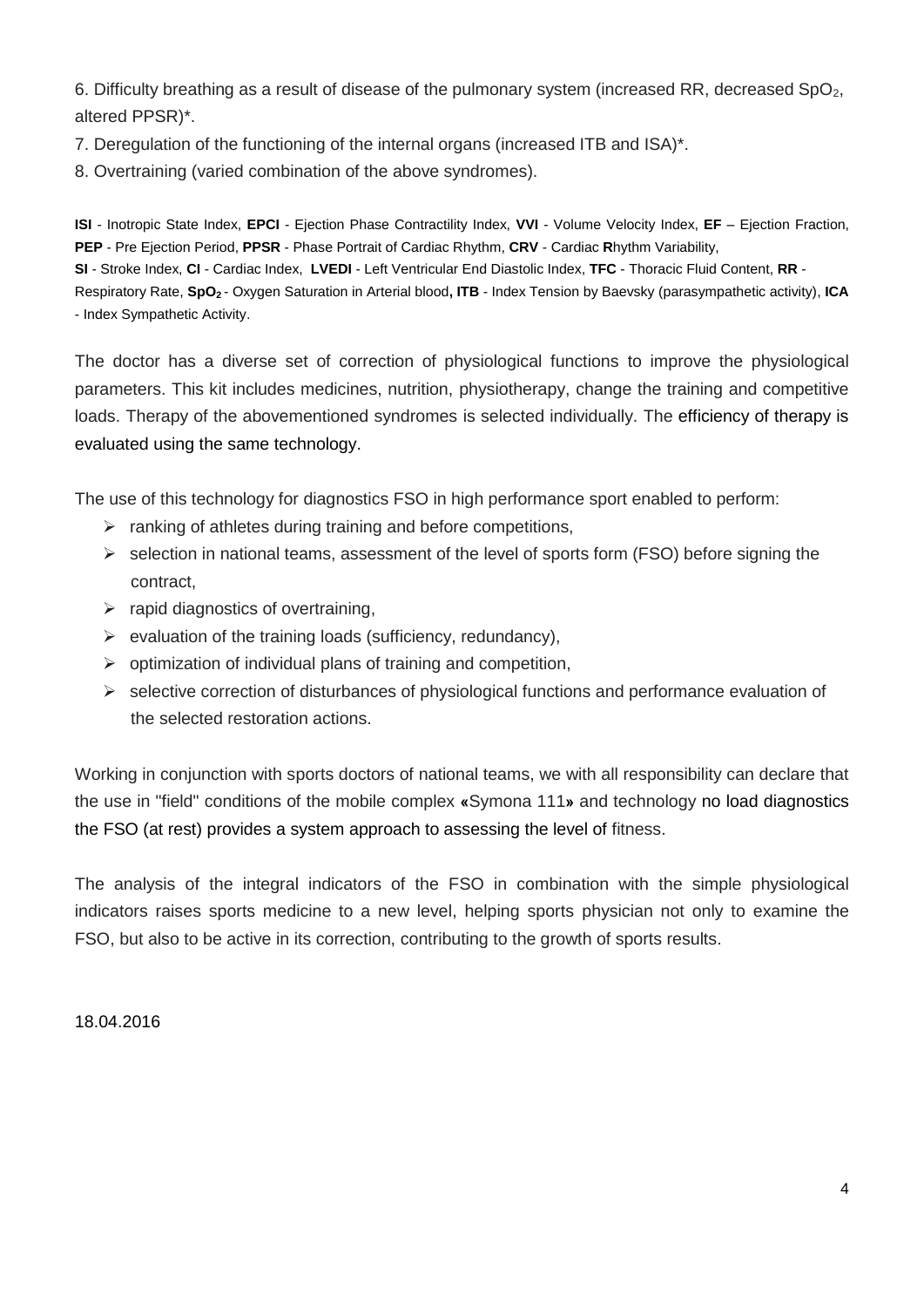6. Difficulty breathing as a result of disease of the pulmonary system (increased RR, decreased $SpO_2$, altered PPSR)*.
7. Deregulation of the functioning of the internal organs (increased ITB and ISA)*.
8. Overtraining (varied combination of the above syndromes).

**ISI** - Inotropic State Index, **EPCI** - Ejection Phase Contractility Index, **VVI** - Volume Velocity Index, **EF** – Ejection Fraction, **PEP** - Pre Ejection Period, **PPSR** - Phase Portrait of Cardiac Rhythm, **CRV** - Cardiac **R**hythm Variability, **SI** - Stroke Index, **CI** - Cardiac Index, **LVEDI** - Left Ventricular End Diastolic Index, **TFC** - Thoracic Fluid Content, **RR** - Respiratory Rate, **$SpO_2$** - Oxygen Saturation in Arterial blood**, ITB** - Index Tension by Baevsky (parasympathetic activity), **ICA** - Index Sympathetic Activity.

The doctor has a diverse set of correction of physiological functions to improve the physiological parameters. This kit includes medicines, nutrition, physiotherapy, change the training and competitive loads. Therapy of the abovementioned syndromes is selected individually. The efficiency of therapy is evaluated using the same technology.

The use of this technology for diagnostics FSO in high performance sport enabled to perform:

- ranking of athletes during training and before competitions,
- selection in national teams, assessment of the level of sports form (FSO) before signing the contract,
- rapid diagnostics of overtraining,
- evaluation of the training loads (sufficiency, redundancy),
- optimization of individual plans of training and competition,
- selective correction of disturbances of physiological functions and performance evaluation of the selected restoration actions.

Working in conjunction with sports doctors of national teams, we with all responsibility can declare that the use in "field" conditions of the mobile complex **«**Symona 111**»** and technology no load diagnostics the FSO (at rest) provides a system approach to assessing the level of fitness.

The analysis of the integral indicators of the FSO in combination with the simple physiological indicators raises sports medicine to a new level, helping sports physician not only to examine the FSO, but also to be active in its correction, contributing to the growth of sports results.

18.04.2016